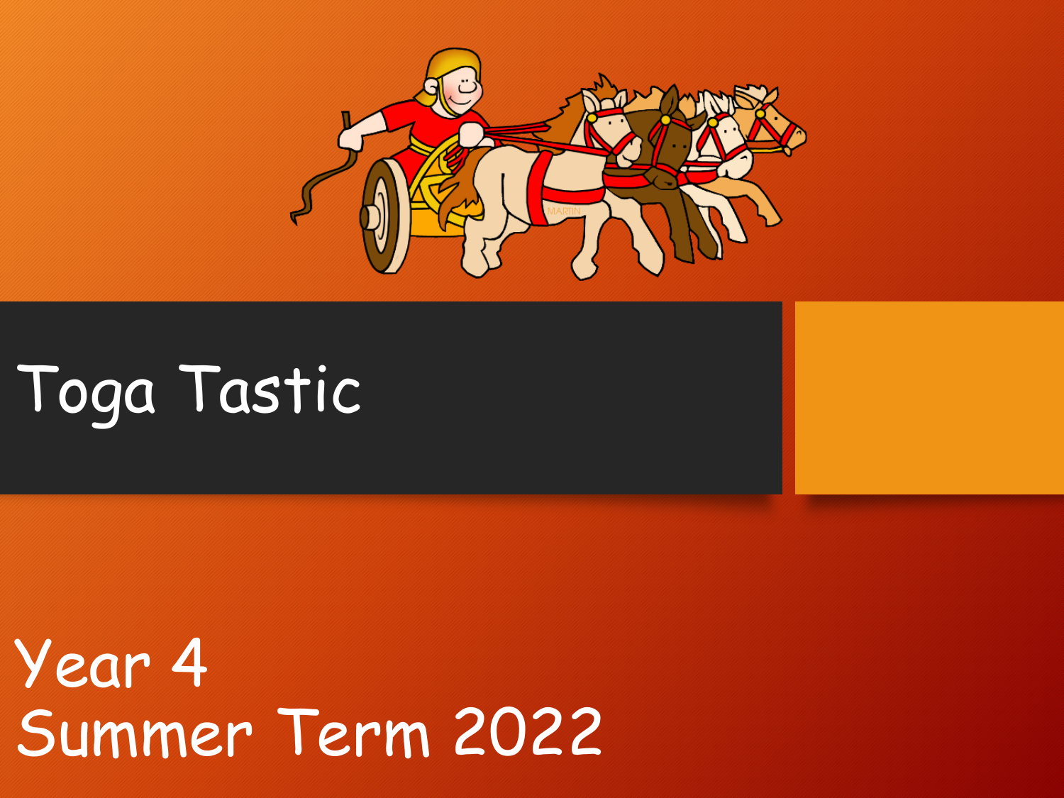# Toga Tastic

Year 4
Summer Term 2022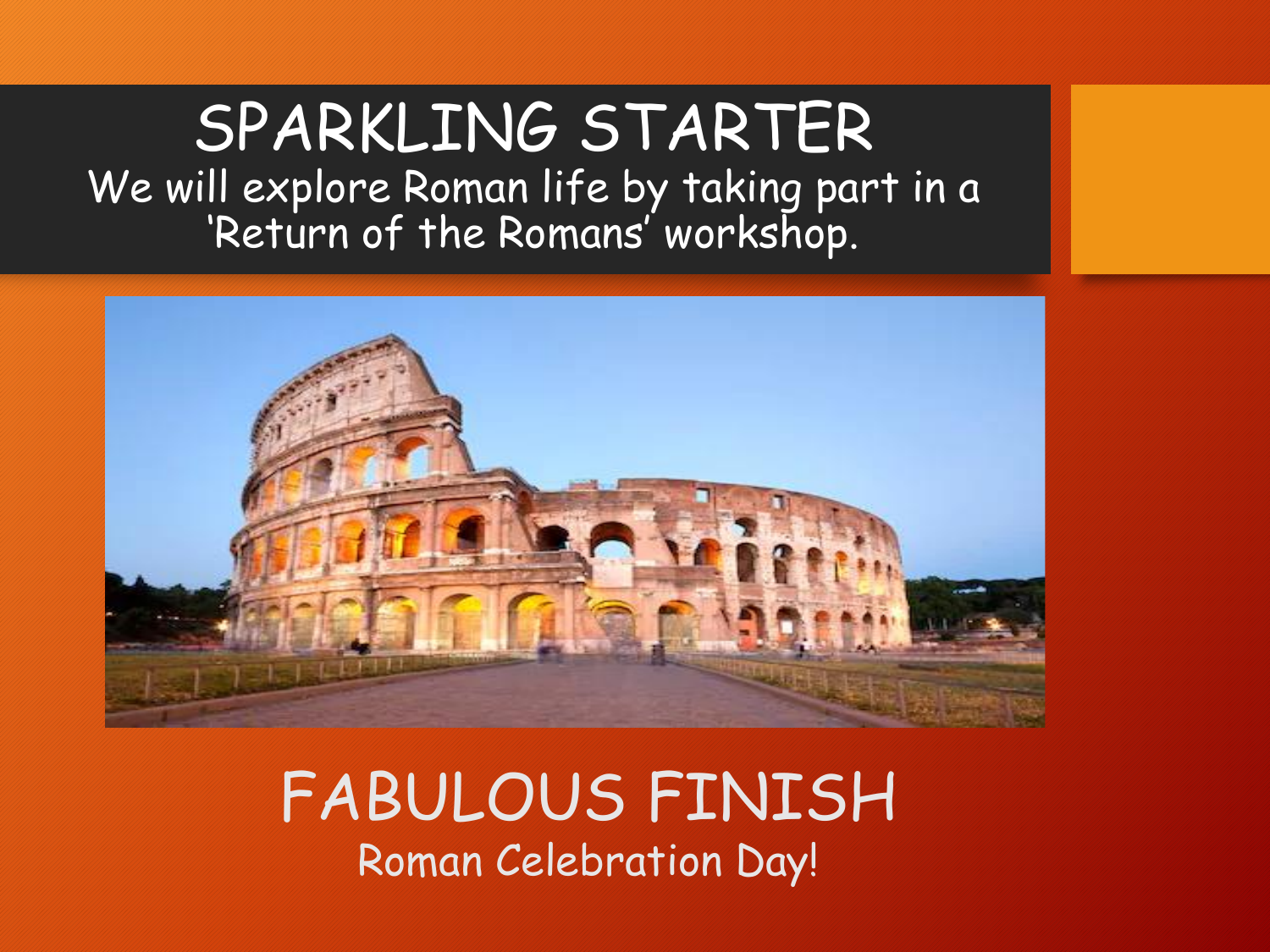# SPARKLING STARTER

We will explore Roman life by taking part in a 'Return of the Romans' workshop.

# FABULOUS FINISH

Roman Celebration Day!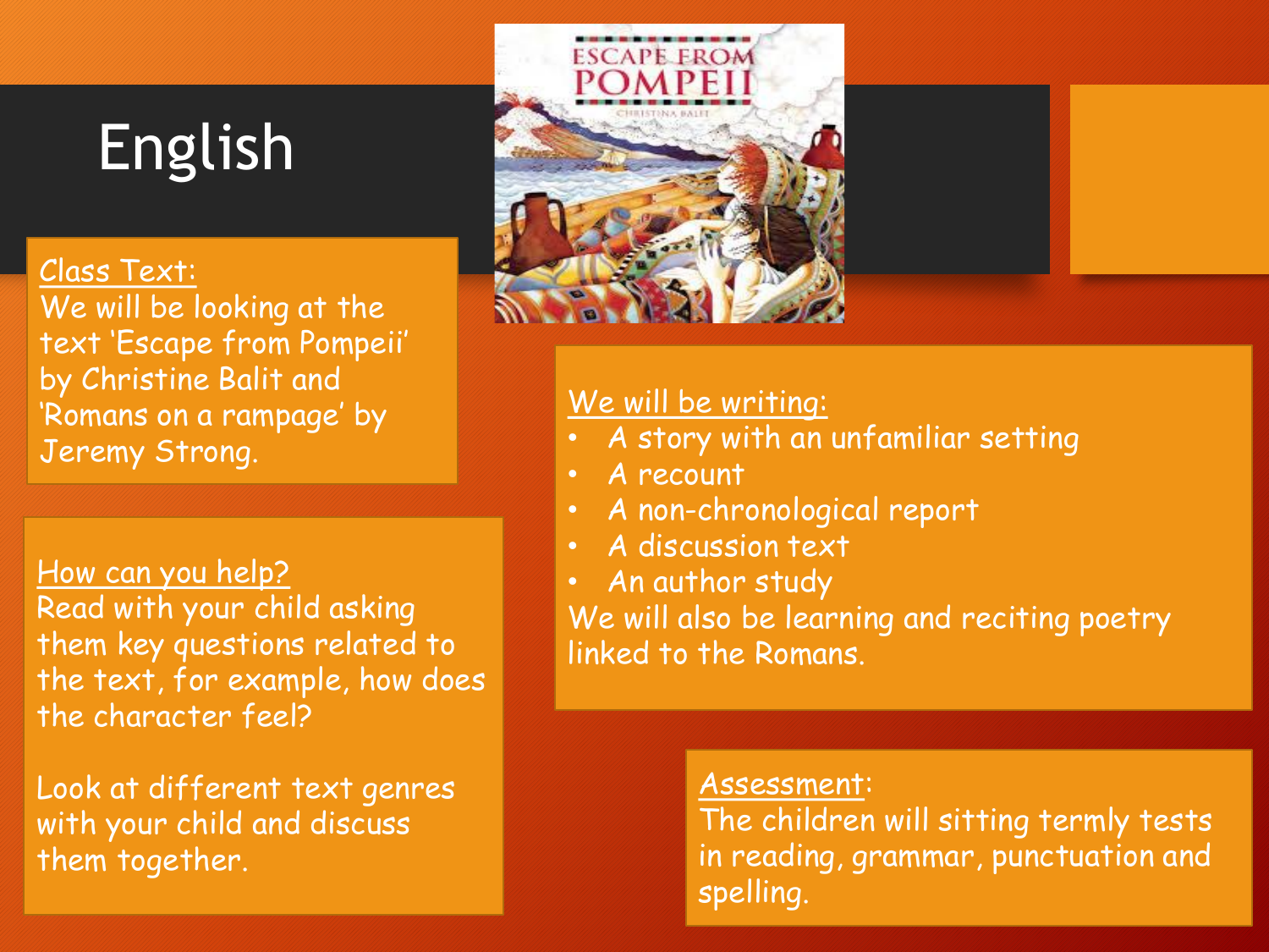# English

<u>Class Text:</u>
We will be looking at the text 'Escape from Pompeii' by Christine Balit and 'Romans on a rampage' by Jeremy Strong.

<u>How can you help?</u>
Read with your child asking them key questions related to the text, for example, how does the character feel?

Look at different text genres with your child and discuss them together.

<u>We will be writing:</u>

- A story with an unfamiliar setting
- A recount
- A non-chronological report
- A discussion text
- An author study

We will also be learning and reciting poetry linked to the Romans.

<u>Assessment</u>:
The children will sitting termly tests in reading, grammar, punctuation and spelling.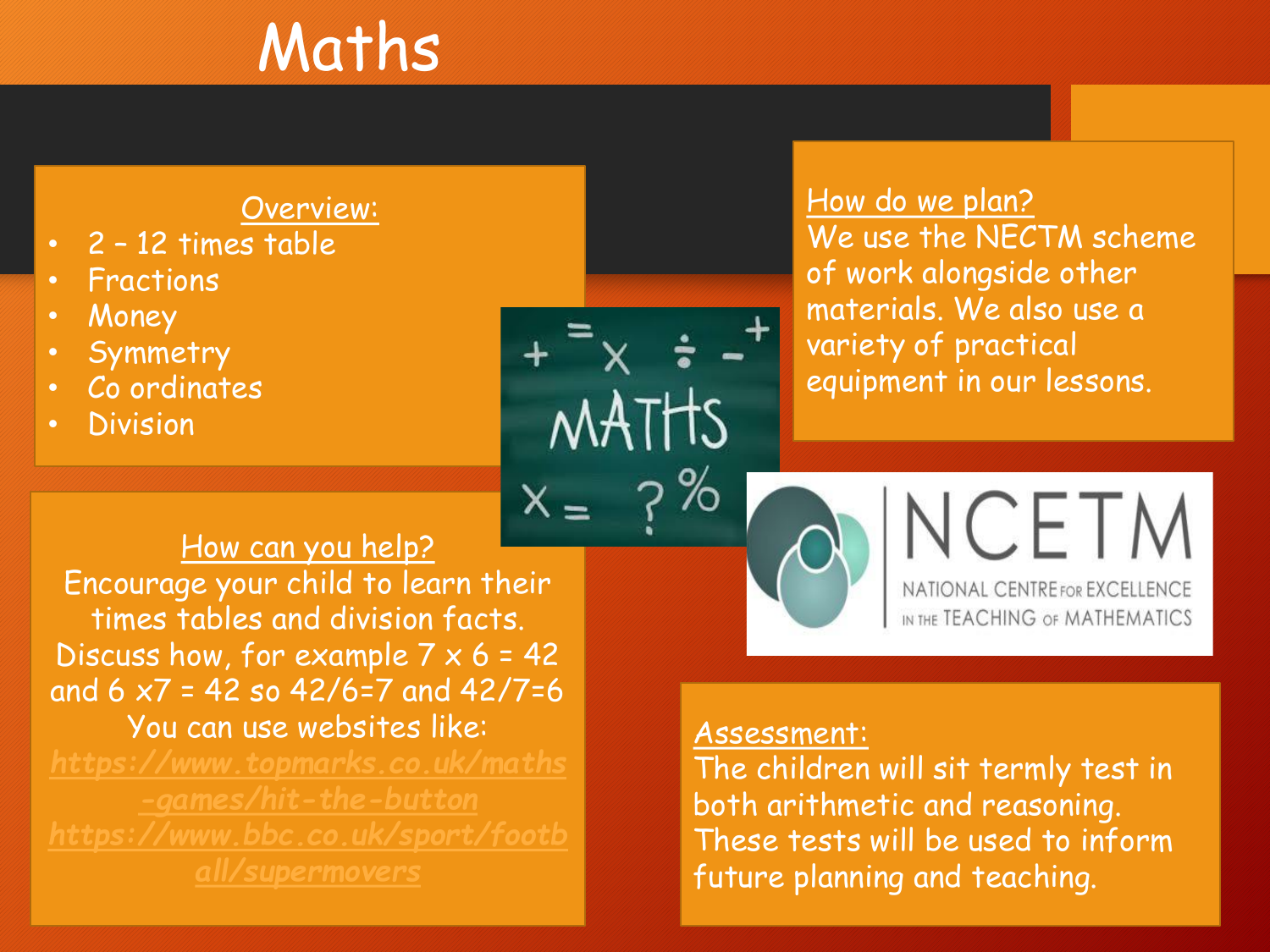# Maths

## Overview:

- 2 – 12 times table
- Fractions
- Money
- Symmetry
- Co ordinates
- Division

## How do we plan?

We use the NECTM scheme of work alongside other materials. We also use a variety of practical equipment in our lessons.

## How can you help?

Encourage your child to learn their times tables and division facts. Discuss how, for example 7 x 6 = 42 and 6 x7 = 42 so 42/6=7 and 42/7=6

You can use websites like:

https://www.topmarks.co.uk/maths-games/hit-the-button

https://www.bbc.co.uk/sport/football/supermovers

## Assessment:

The children will sit termly test in both arithmetic and reasoning. These tests will be used to inform future planning and teaching.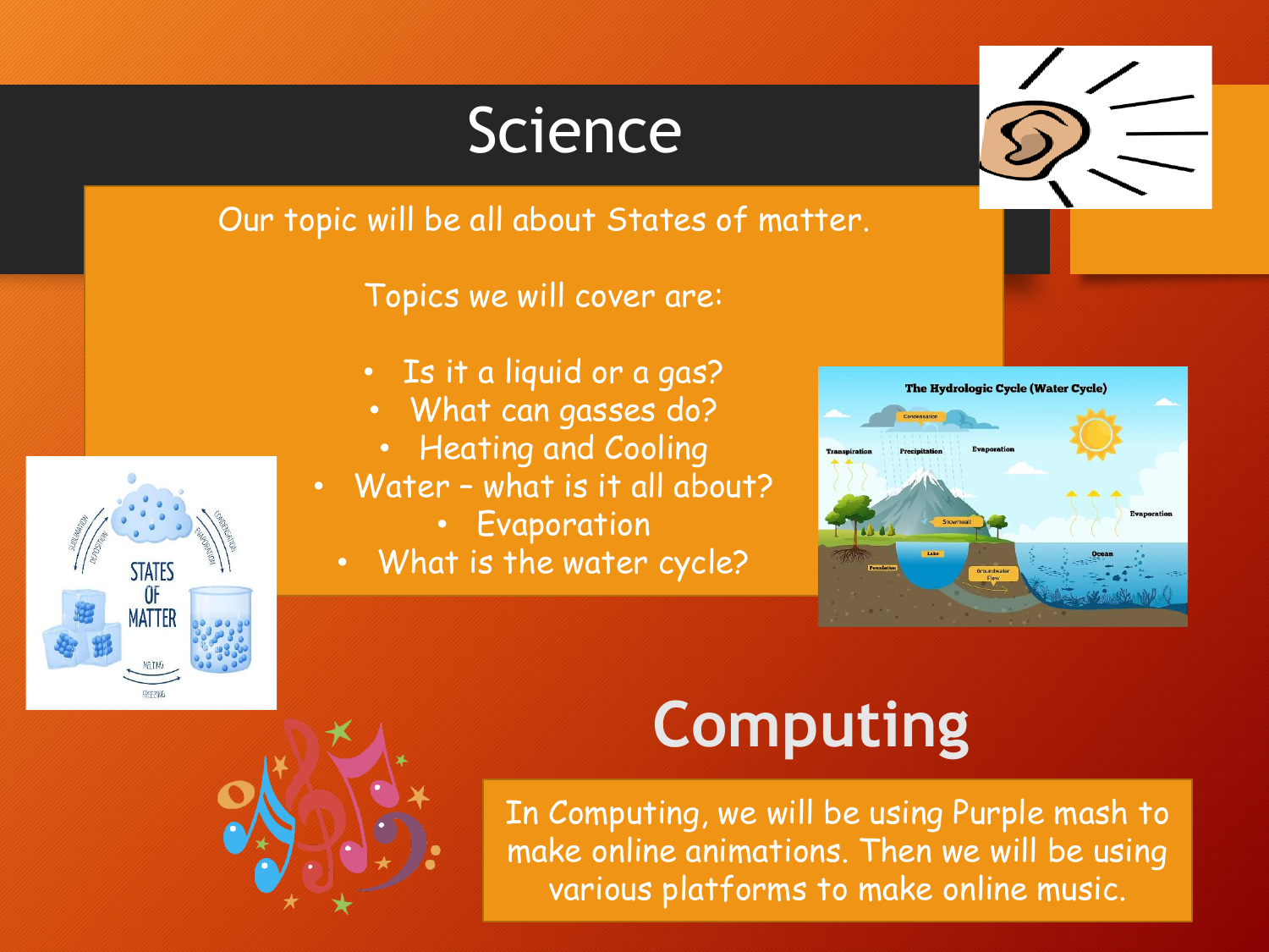# Science

Our topic will be all about States of matter.

Topics we will cover are:

- Is it a liquid or a gas?
- What can gasses do?
- Heating and Cooling
- Water – what is it all about?
- Evaporation
- What is the water cycle?

# Computing

In Computing, we will be using Purple mash to make online animations. Then we will be using various platforms to make online music.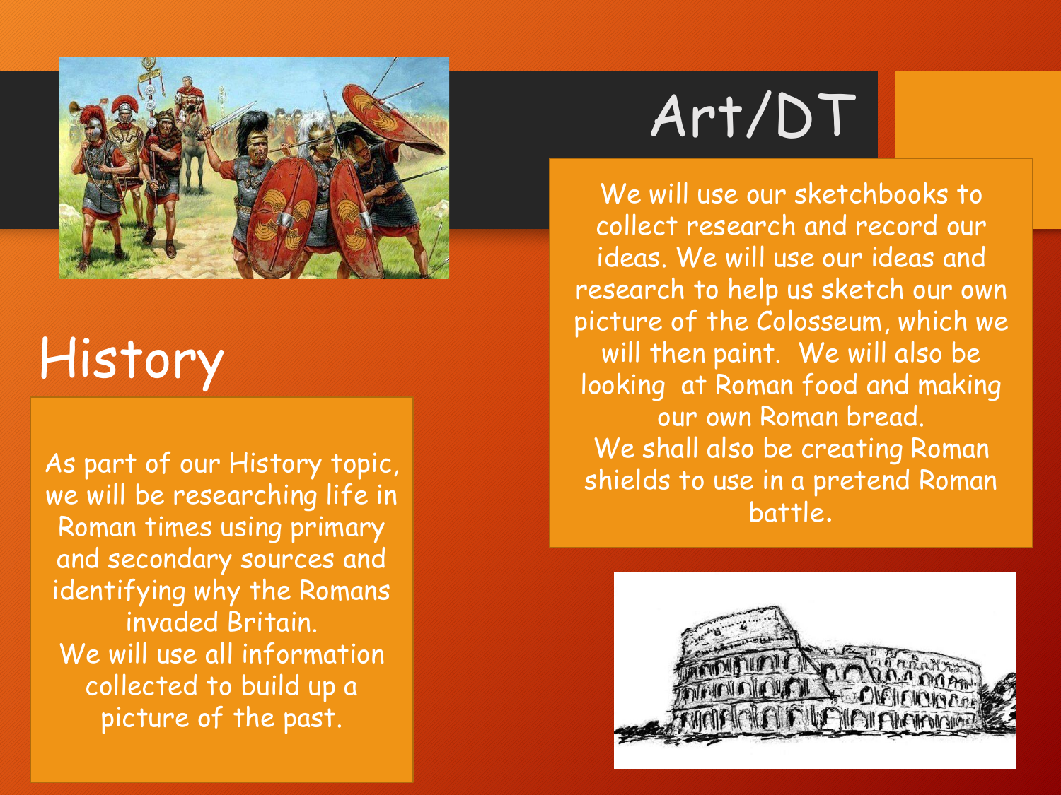## History

As part of our History topic, we will be researching life in Roman times using primary and secondary sources and identifying why the Romans invaded Britain.
We will use all information collected to build up a picture of the past.

## Art/DT

We will use our sketchbooks to collect research and record our ideas. We will use our ideas and research to help us sketch our own picture of the Colosseum, which we will then paint. We will also be looking at Roman food and making our own Roman bread.
We shall also be creating Roman shields to use in a pretend Roman battle.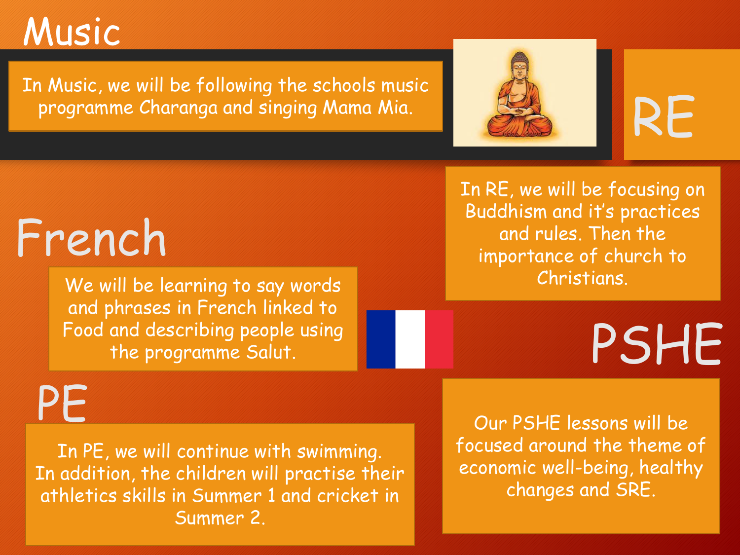## Music

In Music, we will be following the schools music programme Charanga and singing Mama Mia.

## RE

In RE, we will be focusing on Buddhism and it's practices and rules. Then the importance of church to Christians.

## French

We will be learning to say words and phrases in French linked to Food and describing people using the programme Salut.

## PSHE

Our PSHE lessons will be focused around the theme of economic well-being, healthy changes and SRE.

## PE

In PE, we will continue with swimming. In addition, the children will practise their athletics skills in Summer 1 and cricket in Summer 2.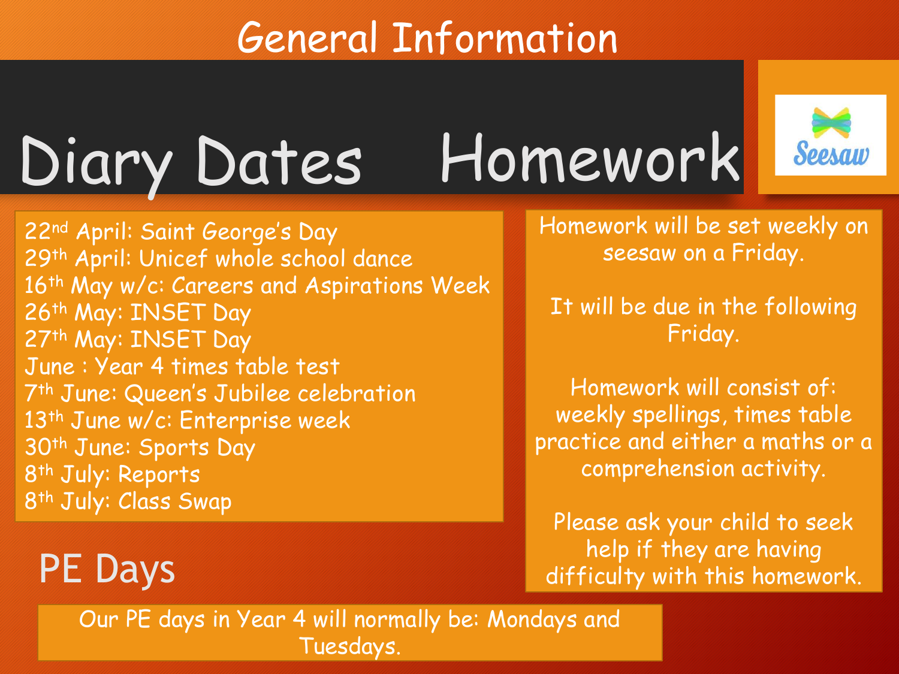# General Information

## Diary Dates

22nd April: Saint George's Day
29th April: Unicef whole school dance
16th May w/c: Careers and Aspirations Week
26th May: INSET Day
27th May: INSET Day
June : Year 4 times table test
7th June: Queen's Jubilee celebration
13th June w/c: Enterprise week
30th June: Sports Day
8th July: Reports
8th July: Class Swap

## Homework

Seesaw

Homework will be set weekly on seesaw on a Friday.

It will be due in the following Friday.

Homework will consist of: weekly spellings, times table practice and either a maths or a comprehension activity.

Please ask your child to seek help if they are having difficulty with this homework.

## PE Days

Our PE days in Year 4 will normally be: Mondays and Tuesdays.